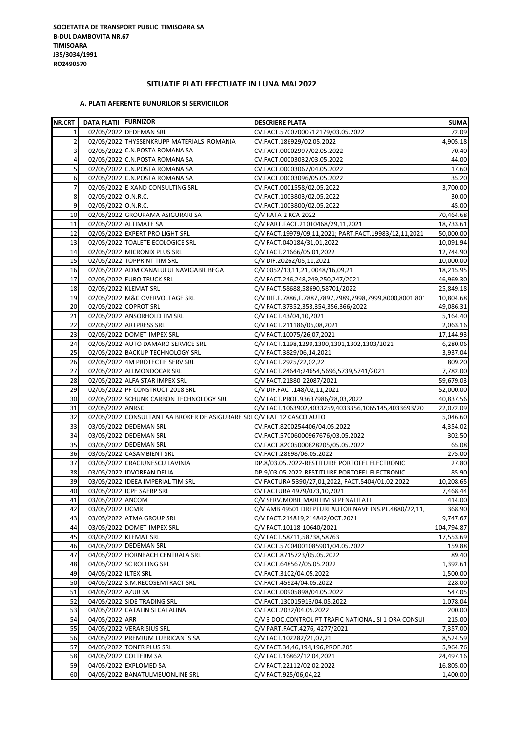SOCIETATEA DE TRANSPORT PUBLIC TIMISOARA SA
B-DUL DAMBOVITA NR.67
TIMISOARA
J35/3034/1991
RO2490570

## SITUATIE PLATI EFECTUATE IN LUNA MAI 2022

### A. PLATI AFERENTE BUNURILOR SI SERVICIILOR

| NR.CRT | DATA PLATII | FURNIZOR | DESCRIERE PLATA | SUMA |
|---|---|---|---|---|
| 1 | 02/05/2022 | DEDEMAN SRL | CV.FACT.57007000712179/03.05.2022 | 72.09 |
| 2 | 02/05/2022 | THYSSENKRUPP MATERIALS ROMANIA | CV.FACT.186929/02.05.2022 | 4,905.18 |
| 3 | 02/05/2022 | C.N.POSTA ROMANA SA | CV.FACT.00002997/02.05.2022 | 70.40 |
| 4 | 02/05/2022 | C.N.POSTA ROMANA SA | CV.FACT.00003032/03.05.2022 | 44.00 |
| 5 | 02/05/2022 | C.N.POSTA ROMANA SA | CV.FACT.00003067/04.05.2022 | 17.60 |
| 6 | 02/05/2022 | C.N.POSTA ROMANA SA | CV.FACT.00003096/05.05.2022 | 35.20 |
| 7 | 02/05/2022 | E-XAND CONSULTING SRL | CV.FACT.0001558/02.05.2022 | 3,700.00 |
| 8 | 02/05/2022 | O.N.R.C. | CV.FACT.1003803/02.05.2022 | 30.00 |
| 9 | 02/05/2022 | O.N.R.C. | CV.FACT.1003800/02.05.2022 | 45.00 |
| 10 | 02/05/2022 | GROUPAMA ASIGURARI SA | C/V RATA 2 RCA 2022 | 70,464.68 |
| 11 | 02/05/2022 | ALTIMATE SA | C/V PART.FACT.21010468/29,11,2021 | 18,733.61 |
| 12 | 02/05/2022 | EXPERT PRO LIGHT SRL | C/V FACT.19979/09,11,2021; PART.FACT.19983/12,11,2021 | 50,000.00 |
| 13 | 02/05/2022 | TOALETE ECOLOGICE SRL | C/V FACT.040184/31,01,2022 | 10,091.94 |
| 14 | 02/05/2022 | MICRONIX PLUS SRL | C/V FACT.21666/05,01,2022 | 12,744.90 |
| 15 | 02/05/2022 | TOPPRINT TIM SRL | C/V DIF.20262/05,11,2021 | 10,000.00 |
| 16 | 02/05/2022 | ADM CANALULUI NAVIGABIL BEGA | C/V 0052/13,11,21, 0048/16,09,21 | 18,215.95 |
| 17 | 02/05/2022 | EURO TRUCK SRL | C/V FACT.246,248,249,250,247/2021 | 46,969.30 |
| 18 | 02/05/2022 | KLEMAT SRL | C/V FACT.58688,58690,58701/2022 | 25,849.18 |
| 19 | 02/05/2022 | M&C OVERVOLTAGE SRL | C/V DIF.F.7886,F.7887,7897,7989,7998,7999,8000,8001,80 | 10,804.68 |
| 20 | 02/05/2022 | COPROT SRL | C/V FACT.37352,353,354,356,366/2022 | 49,086.31 |
| 21 | 02/05/2022 | ANSORHOLD TM SRL | C/V FACT.43/04,10,2021 | 5,164.40 |
| 22 | 02/05/2022 | ARTPRESS SRL | C/V FACT.211186/06,08,2021 | 2,063.16 |
| 23 | 02/05/2022 | DOMET-IMPEX SRL | C/V FACT.10075/26,07,2021 | 17,144.93 |
| 24 | 02/05/2022 | AUTO DAMARO SERVICE SRL | C/V FACT.1298,1299,1300,1301,1302,1303/2021 | 6,280.06 |
| 25 | 02/05/2022 | BACKUP TECHNOLOGY SRL | C/V FACT.3829/06,14,2021 | 3,937.04 |
| 26 | 02/05/2022 | 4M PROTECTIE SERV SRL | C/V FACT.2925/22,02,22 | 809.20 |
| 27 | 02/05/2022 | ALLMONDOCAR SRL | C/V FACT.24644;24654,5696,5739,5741/2021 | 7,782.00 |
| 28 | 02/05/2022 | ALFA STAR IMPEX SRL | C/V FACT.21880-22087/2021 | 59,679.03 |
| 29 | 02/05/2022 | PF CONSTRUCT 2018 SRL | C/V DIF.FACT.148/02,11,2021 | 52,000.00 |
| 30 | 02/05/2022 | SCHUNK CARBON TECHNOLOGY SRL | C/V FACT.PROF.93637986/28,03,2022 | 40,837.56 |
| 31 | 02/05/2022 | ANRSC | C/V FACT.1063902,4033259,4033356,1065145,4033693/20 | 22,072.09 |
| 32 | 02/05/2022 | CONSULTANT AA BROKER DE ASIGURARE SRL | C/V RAT 12 CASCO AUTO | 5,046.60 |
| 33 | 03/05/2022 | DEDEMAN SRL | CV.FACT.8200254406/04.05.2022 | 4,354.02 |
| 34 | 03/05/2022 | DEDEMAN SRL | CV.FACT.57006000967676/03.05.2022 | 302.50 |
| 35 | 03/05/2022 | DEDEMAN SRL | CV.FACT.82005000828205/05.05.2022 | 65.08 |
| 36 | 03/05/2022 | CASAMBIENT SRL | CV.FACT.28698/06.05.2022 | 275.00 |
| 37 | 03/05/2022 | CRACIUNESCU LAVINIA | DP.8/03.05.2022-RESTITUIRE PORTOFEL ELECTRONIC | 27.80 |
| 38 | 03/05/2022 | IDVOREAN DELIA | DP.9/03.05.2022-RESTITUIRE PORTOFEL ELECTRONIC | 85.90 |
| 39 | 03/05/2022 | IDEEA IMPERIAL TIM SRL | CV FACTURA 5390/27,01,2022, FACT.5404/01,02,2022 | 10,208.65 |
| 40 | 03/05/2022 | ICPE SAERP SRL | CV FACTURA 4979/073,10,2021 | 7,468.44 |
| 41 | 03/05/2022 | ANCOM | C/V SERV.MOBIL MARITIM SI PENALITATI | 414.00 |
| 42 | 03/05/2022 | UCMR | C/V AMB 49501 DREPTURI AUTOR NAVE INS.PL.4880/22,11 | 368.90 |
| 43 | 03/05/2022 | ATMA GROUP SRL | C/V FACT.214819,214842/OCT.2021 | 9,747.67 |
| 44 | 03/05/2022 | DOMET-IMPEX SRL | C/V FACT.10118-10640/2021 | 104,794.87 |
| 45 | 03/05/2022 | KLEMAT SRL | C/V FACT.58711,58738,58763 | 17,553.69 |
| 46 | 04/05/2022 | DEDEMAN SRL | CV.FACT.57004001085901/04.05.2022 | 159.88 |
| 47 | 04/05/2022 | HORNBACH CENTRALA SRL | CV.FACT.8715723/05.05.2022 | 89.40 |
| 48 | 04/05/2022 | SC ROLLING SRL | CV.FACT.648567/05.05.2022 | 1,392.61 |
| 49 | 04/05/2022 | ILTEX SRL | CV.FACT.3102/04.05.2022 | 1,500.00 |
| 50 | 04/05/2022 | S.M.RECOSEMTRACT SRL | CV.FACT.45924/04.05.2022 | 228.00 |
| 51 | 04/05/2022 | AZUR SA | CV.FACT.00905898/04.05.2022 | 547.05 |
| 52 | 04/05/2022 | SIDE TRADING SRL | CV.FACT.130015913/04.05.2022 | 1,078.04 |
| 53 | 04/05/2022 | CATALIN SI CATALINA | CV.FACT.2032/04.05.2022 | 200.00 |
| 54 | 04/05/2022 | ARR | C/V 3 DOC.CONTROL PT TRAFIC NATIONAL SI 1 ORA CONSU | 215.00 |
| 55 | 04/05/2022 | VERARISIUS SRL | C/V PART.FACT.4276, 4277/2021 | 7,357.00 |
| 56 | 04/05/2022 | PREMIUM LUBRICANTS SA | C/V FACT.102282/21,07,21 | 8,524.59 |
| 57 | 04/05/2022 | TONER PLUS SRL | C/V FACT.34,46,194,196,PROF.205 | 5,964.76 |
| 58 | 04/05/2022 | COLTERM SA | C/V FACT.16862/12,04,2021 | 24,497.16 |
| 59 | 04/05/2022 | EXPLOMED SA | C/V FACT.22112/02,02,2022 | 16,805.00 |
| 60 | 04/05/2022 | BANATULMEUONLINE SRL | C/V FACT.925/06,04,22 | 1,400.00 |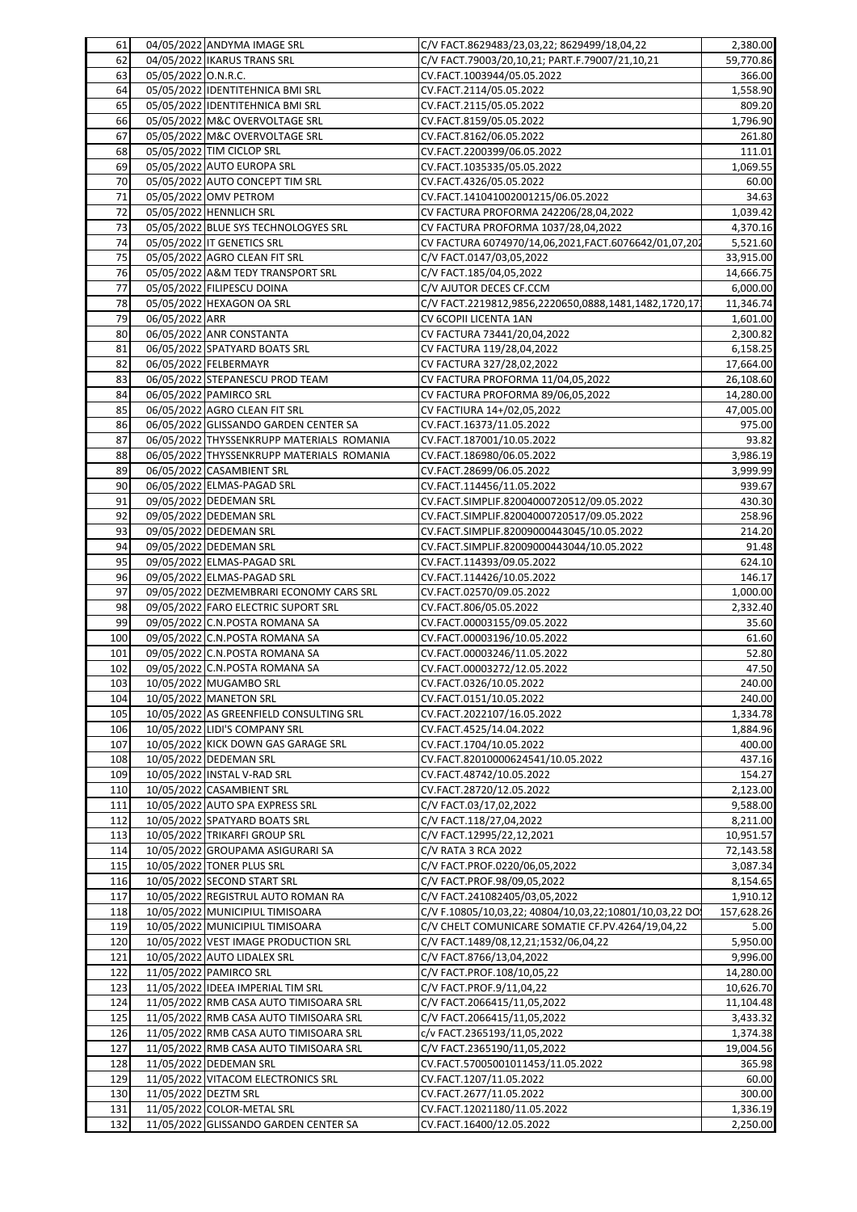| 61 | 04/05/2022 | ANDYMA IMAGE SRL | C/V FACT.8629483/23,03,22; 8629499/18,04,22 | 2,380.00 |
|---|---|---|---|---|
| 62 | 04/05/2022 | IKARUS TRANS SRL | C/V FACT.79003/20,10,21; PART.F.79007/21,10,21 | 59,770.86 |
| 63 | 05/05/2022 | O.N.R.C. | CV.FACT.1003944/05.05.2022 | 366.00 |
| 64 | 05/05/2022 | IDENTITEHNICA BMI SRL | CV.FACT.2114/05.05.2022 | 1,558.90 |
| 65 | 05/05/2022 | IDENTITEHNICA BMI SRL | CV.FACT.2115/05.05.2022 | 809.20 |
| 66 | 05/05/2022 | M&C OVERVOLTAGE SRL | CV.FACT.8159/05.05.2022 | 1,796.90 |
| 67 | 05/05/2022 | M&C OVERVOLTAGE SRL | CV.FACT.8162/06.05.2022 | 261.80 |
| 68 | 05/05/2022 | TIM CICLOP SRL | CV.FACT.2200399/06.05.2022 | 111.01 |
| 69 | 05/05/2022 | AUTO EUROPA SRL | CV.FACT.1035335/05.05.2022 | 1,069.55 |
| 70 | 05/05/2022 | AUTO CONCEPT TIM SRL | CV.FACT.4326/05.05.2022 | 60.00 |
| 71 | 05/05/2022 | OMV PETROM | CV.FACT.141041002001215/06.05.2022 | 34.63 |
| 72 | 05/05/2022 | HENNLICH SRL | CV FACTURA PROFORMA 242206/28,04,2022 | 1,039.42 |
| 73 | 05/05/2022 | BLUE SYS TECHNOLOGYES SRL | CV FACTURA PROFORMA 1037/28,04,2022 | 4,370.16 |
| 74 | 05/05/2022 | IT GENETICS SRL | CV FACTURA 6074970/14,06,2021,FACT.6076642/01,07,202 | 5,521.60 |
| 75 | 05/05/2022 | AGRO CLEAN FIT SRL | C/V FACT.0147/03,05,2022 | 33,915.00 |
| 76 | 05/05/2022 | A&M TEDY TRANSPORT SRL | C/V FACT.185/04,05,2022 | 14,666.75 |
| 77 | 05/05/2022 | FILIPESCU DOINA | C/V AJUTOR DECES CF.CCM | 6,000.00 |
| 78 | 05/05/2022 | HEXAGON OA SRL | C/V FACT.2219812,9856,2220650,0888,1481,1482,1720,17 | 11,346.74 |
| 79 | 06/05/2022 | ARR | CV 6COPII LICENTA 1AN | 1,601.00 |
| 80 | 06/05/2022 | ANR CONSTANTA | CV FACTURA 73441/20,04,2022 | 2,300.82 |
| 81 | 06/05/2022 | SPATYARD BOATS SRL | CV FACTURA 119/28,04,2022 | 6,158.25 |
| 82 | 06/05/2022 | FELBERMAYR | CV FACTURA 327/28,02,2022 | 17,664.00 |
| 83 | 06/05/2022 | STEPANESCU PROD TEAM | CV FACTURA PROFORMA 11/04,05,2022 | 26,108.60 |
| 84 | 06/05/2022 | PAMIRCO SRL | CV FACTURA PROFORMA 89/06,05,2022 | 14,280.00 |
| 85 | 06/05/2022 | AGRO CLEAN FIT SRL | CV FACTIURA 14+/02,05,2022 | 47,005.00 |
| 86 | 06/05/2022 | GLISSANDO GARDEN CENTER SA | CV.FACT.16373/11.05.2022 | 975.00 |
| 87 | 06/05/2022 | THYSSENKRUPP MATERIALS ROMANIA | CV.FACT.187001/10.05.2022 | 93.82 |
| 88 | 06/05/2022 | THYSSENKRUPP MATERIALS ROMANIA | CV.FACT.186980/06.05.2022 | 3,986.19 |
| 89 | 06/05/2022 | CASAMBIENT SRL | CV.FACT.28699/06.05.2022 | 3,999.99 |
| 90 | 06/05/2022 | ELMAS-PAGAD SRL | CV.FACT.114456/11.05.2022 | 939.67 |
| 91 | 09/05/2022 | DEDEMAN SRL | CV.FACT.SIMPLIF.82004000720512/09.05.2022 | 430.30 |
| 92 | 09/05/2022 | DEDEMAN SRL | CV.FACT.SIMPLIF.82004000720517/09.05.2022 | 258.96 |
| 93 | 09/05/2022 | DEDEMAN SRL | CV.FACT.SIMPLIF.82009000443045/10.05.2022 | 214.20 |
| 94 | 09/05/2022 | DEDEMAN SRL | CV.FACT.SIMPLIF.82009000443044/10.05.2022 | 91.48 |
| 95 | 09/05/2022 | ELMAS-PAGAD SRL | CV.FACT.114393/09.05.2022 | 624.10 |
| 96 | 09/05/2022 | ELMAS-PAGAD SRL | CV.FACT.114426/10.05.2022 | 146.17 |
| 97 | 09/05/2022 | DEZMEMBRARI ECONOMY CARS SRL | CV.FACT.02570/09.05.2022 | 1,000.00 |
| 98 | 09/05/2022 | FARO ELECTRIC SUPORT SRL | CV.FACT.806/05.05.2022 | 2,332.40 |
| 99 | 09/05/2022 | C.N.POSTA ROMANA SA | CV.FACT.00003155/09.05.2022 | 35.60 |
| 100 | 09/05/2022 | C.N.POSTA ROMANA SA | CV.FACT.00003196/10.05.2022 | 61.60 |
| 101 | 09/05/2022 | C.N.POSTA ROMANA SA | CV.FACT.00003246/11.05.2022 | 52.80 |
| 102 | 09/05/2022 | C.N.POSTA ROMANA SA | CV.FACT.00003272/12.05.2022 | 47.50 |
| 103 | 10/05/2022 | MUGAMBO SRL | CV.FACT.0326/10.05.2022 | 240.00 |
| 104 | 10/05/2022 | MANETON SRL | CV.FACT.0151/10.05.2022 | 240.00 |
| 105 | 10/05/2022 | AS GREENFIELD CONSULTING SRL | CV.FACT.2022107/16.05.2022 | 1,334.78 |
| 106 | 10/05/2022 | LIDI'S COMPANY SRL | CV.FACT.4525/14.04.2022 | 1,884.96 |
| 107 | 10/05/2022 | KICK DOWN GAS GARAGE SRL | CV.FACT.1704/10.05.2022 | 400.00 |
| 108 | 10/05/2022 | DEDEMAN SRL | CV.FACT.82010000624541/10.05.2022 | 437.16 |
| 109 | 10/05/2022 | INSTAL V-RAD SRL | CV.FACT.48742/10.05.2022 | 154.27 |
| 110 | 10/05/2022 | CASAMBIENT SRL | CV.FACT.28720/12.05.2022 | 2,123.00 |
| 111 | 10/05/2022 | AUTO SPA EXPRESS SRL | C/V FACT.03/17,02,2022 | 9,588.00 |
| 112 | 10/05/2022 | SPATYARD BOATS SRL | C/V FACT.118/27,04,2022 | 8,211.00 |
| 113 | 10/05/2022 | TRIKARFI GROUP SRL | C/V FACT.12995/22,12,2021 | 10,951.57 |
| 114 | 10/05/2022 | GROUPAMA ASIGURARI SA | C/V RATA 3 RCA 2022 | 72,143.58 |
| 115 | 10/05/2022 | TONER PLUS SRL | C/V FACT.PROF.0220/06,05,2022 | 3,087.34 |
| 116 | 10/05/2022 | SECOND START SRL | C/V FACT.PROF.98/09,05,2022 | 8,154.65 |
| 117 | 10/05/2022 | REGISTRUL AUTO ROMAN RA | C/V FACT.241082405/03,05,2022 | 1,910.12 |
| 118 | 10/05/2022 | MUNICIPIUL TIMISOARA | C/V F.10805/10,03,22; 40804/10,03,22;10801/10,03,22 DO | 157,628.26 |
| 119 | 10/05/2022 | MUNICIPIUL TIMISOARA | C/V CHELT COMUNICARE SOMATIE CF.PV.4264/19,04,22 | 5.00 |
| 120 | 10/05/2022 | VEST IMAGE PRODUCTION SRL | C/V FACT.1489/08,12,21;1532/06,04,22 | 5,950.00 |
| 121 | 10/05/2022 | AUTO LIDALEX SRL | C/V FACT.8766/13,04,2022 | 9,996.00 |
| 122 | 11/05/2022 | PAMIRCO SRL | C/V FACT.PROF.108/10,05,22 | 14,280.00 |
| 123 | 11/05/2022 | IDEEA IMPERIAL TIM SRL | C/V FACT.PROF.9/11,04,22 | 10,626.70 |
| 124 | 11/05/2022 | RMB CASA AUTO TIMISOARA SRL | C/V FACT.2066415/11,05,2022 | 11,104.48 |
| 125 | 11/05/2022 | RMB CASA AUTO TIMISOARA SRL | C/V FACT.2066415/11,05,2022 | 3,433.32 |
| 126 | 11/05/2022 | RMB CASA AUTO TIMISOARA SRL | c/v FACT.2365193/11,05,2022 | 1,374.38 |
| 127 | 11/05/2022 | RMB CASA AUTO TIMISOARA SRL | C/V FACT.2365190/11,05,2022 | 19,004.56 |
| 128 | 11/05/2022 | DEDEMAN SRL | CV.FACT.57005001011453/11.05.2022 | 365.98 |
| 129 | 11/05/2022 | VITACOM ELECTRONICS SRL | CV.FACT.1207/11.05.2022 | 60.00 |
| 130 | 11/05/2022 | DEZTM SRL | CV.FACT.2677/11.05.2022 | 300.00 |
| 131 | 11/05/2022 | COLOR-METAL SRL | CV.FACT.12021180/11.05.2022 | 1,336.19 |
| 132 | 11/05/2022 | GLISSANDO GARDEN CENTER SA | CV.FACT.16400/12.05.2022 | 2,250.00 |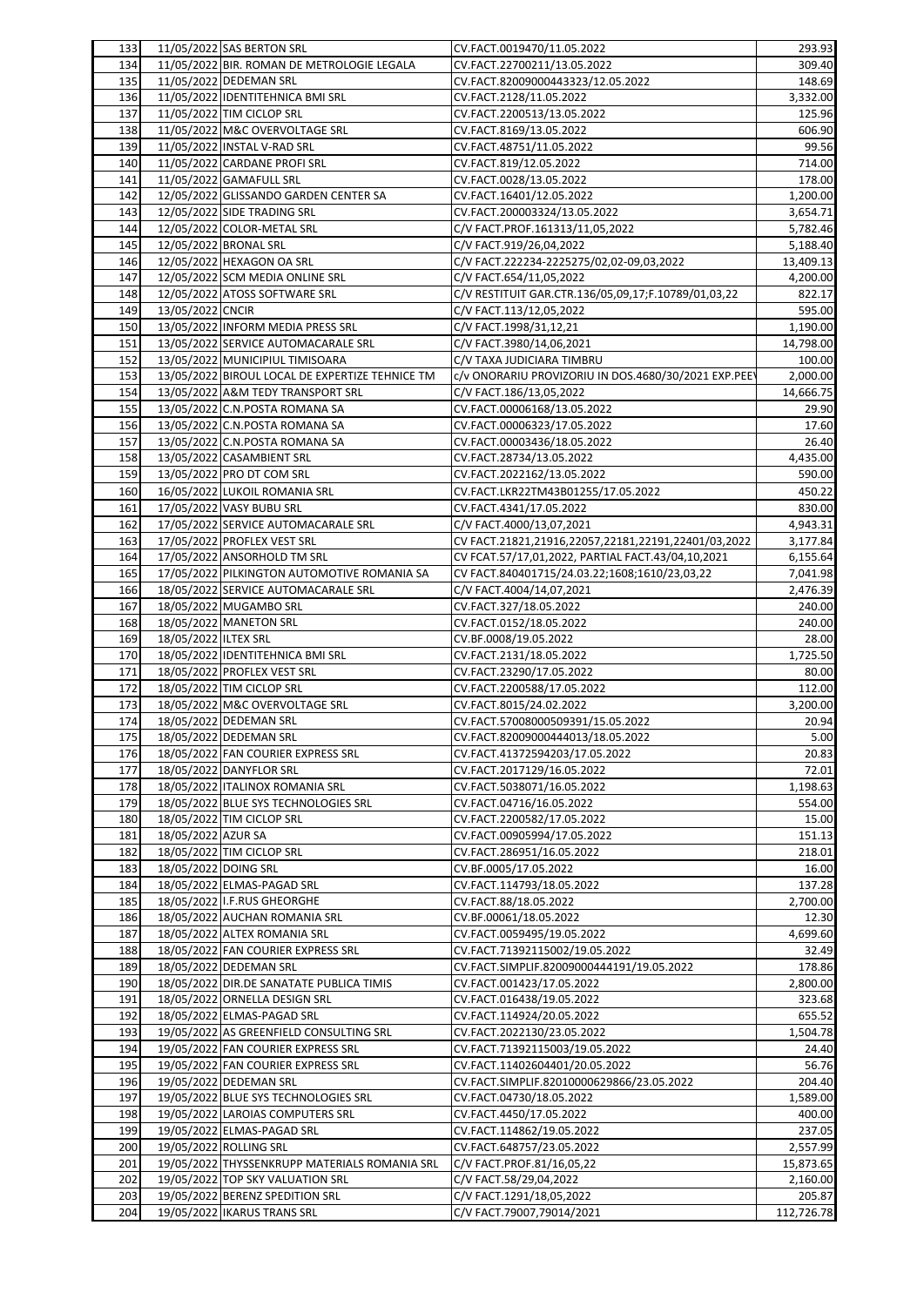| 133 | 11/05/2022 | SAS BERTON SRL | CV.FACT.0019470/11.05.2022 | 293.93 |
|---|---|---|---|---|
| 134 | 11/05/2022 | BIR. ROMAN DE METROLOGIE LEGALA | CV.FACT.22700211/13.05.2022 | 309.40 |
| 135 | 11/05/2022 | DEDEMAN SRL | CV.FACT.82009000443323/12.05.2022 | 148.69 |
| 136 | 11/05/2022 | IDENTITEHNICA BMI SRL | CV.FACT.2128/11.05.2022 | 3,332.00 |
| 137 | 11/05/2022 | TIM CICLOP SRL | CV.FACT.2200513/13.05.2022 | 125.96 |
| 138 | 11/05/2022 | M&C OVERVOLTAGE SRL | CV.FACT.8169/13.05.2022 | 606.90 |
| 139 | 11/05/2022 | INSTAL V-RAD SRL | CV.FACT.48751/11.05.2022 | 99.56 |
| 140 | 11/05/2022 | CARDANE PROFI SRL | CV.FACT.819/12.05.2022 | 714.00 |
| 141 | 11/05/2022 | GAMAFULL SRL | CV.FACT.0028/13.05.2022 | 178.00 |
| 142 | 12/05/2022 | GLISSANDO GARDEN CENTER SA | CV.FACT.16401/12.05.2022 | 1,200.00 |
| 143 | 12/05/2022 | SIDE TRADING SRL | CV.FACT.200003324/13.05.2022 | 3,654.71 |
| 144 | 12/05/2022 | COLOR-METAL SRL | C/V FACT.PROF.161313/11,05,2022 | 5,782.46 |
| 145 | 12/05/2022 | BRONAL SRL | C/V FACT.919/26,04,2022 | 5,188.40 |
| 146 | 12/05/2022 | HEXAGON OA SRL | C/V FACT.222234-2225275/02,02-09,03,2022 | 13,409.13 |
| 147 | 12/05/2022 | SCM MEDIA ONLINE SRL | C/V FACT.654/11,05,2022 | 4,200.00 |
| 148 | 12/05/2022 | ATOSS SOFTWARE SRL | C/V RESTITUIT GAR.CTR.136/05,09,17;F.10789/01,03,22 | 822.17 |
| 149 | 13/05/2022 | CNCIR | C/V FACT.113/12,05,2022 | 595.00 |
| 150 | 13/05/2022 | INFORM MEDIA PRESS SRL | C/V FACT.1998/31,12,21 | 1,190.00 |
| 151 | 13/05/2022 | SERVICE AUTOMACARALE SRL | C/V FACT.3980/14,06,2021 | 14,798.00 |
| 152 | 13/05/2022 | MUNICIPIUL TIMISOARA | C/V TAXA JUDICIARA TIMBRU | 100.00 |
| 153 | 13/05/2022 | BIROUL LOCAL DE EXPERTIZE TEHNICE TM | c/v ONORARIU PROVIZORIU IN DOS.4680/30/2021 EXP.PEE\ | 2,000.00 |
| 154 | 13/05/2022 | A&M TEDY TRANSPORT SRL | C/V FACT.186/13,05,2022 | 14,666.75 |
| 155 | 13/05/2022 | C.N.POSTA ROMANA SA | CV.FACT.00006168/13.05.2022 | 29.90 |
| 156 | 13/05/2022 | C.N.POSTA ROMANA SA | CV.FACT.00006323/17.05.2022 | 17.60 |
| 157 | 13/05/2022 | C.N.POSTA ROMANA SA | CV.FACT.00003436/18.05.2022 | 26.40 |
| 158 | 13/05/2022 | CASAMBIENT SRL | CV.FACT.28734/13.05.2022 | 4,435.00 |
| 159 | 13/05/2022 | PRO DT COM SRL | CV.FACT.2022162/13.05.2022 | 590.00 |
| 160 | 16/05/2022 | LUKOIL ROMANIA SRL | CV.FACT.LKR22TM43B01255/17.05.2022 | 450.22 |
| 161 | 17/05/2022 | VASY BUBU SRL | CV.FACT.4341/17.05.2022 | 830.00 |
| 162 | 17/05/2022 | SERVICE AUTOMACARALE SRL | C/V FACT.4000/13,07,2021 | 4,943.31 |
| 163 | 17/05/2022 | PROFLEX VEST SRL | CV FACT.21821,21916,22057,22181,22191,22401/03,2022 | 3,177.84 |
| 164 | 17/05/2022 | ANSORHOLD TM SRL | CV FCAT.57/17,01,2022, PARTIAL FACT.43/04,10,2021 | 6,155.64 |
| 165 | 17/05/2022 | PILKINGTON AUTOMOTIVE ROMANIA SA | CV FACT.840401715/24.03.22;1608;1610/23,03,22 | 7,041.98 |
| 166 | 18/05/2022 | SERVICE AUTOMACARALE SRL | C/V FACT.4004/14,07,2021 | 2,476.39 |
| 167 | 18/05/2022 | MUGAMBO SRL | CV.FACT.327/18.05.2022 | 240.00 |
| 168 | 18/05/2022 | MANETON SRL | CV.FACT.0152/18.05.2022 | 240.00 |
| 169 | 18/05/2022 | ILTEX SRL | CV.BF.0008/19.05.2022 | 28.00 |
| 170 | 18/05/2022 | IDENTITEHNICA BMI SRL | CV.FACT.2131/18.05.2022 | 1,725.50 |
| 171 | 18/05/2022 | PROFLEX VEST SRL | CV.FACT.23290/17.05.2022 | 80.00 |
| 172 | 18/05/2022 | TIM CICLOP SRL | CV.FACT.2200588/17.05.2022 | 112.00 |
| 173 | 18/05/2022 | M&C OVERVOLTAGE SRL | CV.FACT.8015/24.02.2022 | 3,200.00 |
| 174 | 18/05/2022 | DEDEMAN SRL | CV.FACT.57008000509391/15.05.2022 | 20.94 |
| 175 | 18/05/2022 | DEDEMAN SRL | CV.FACT.82009000444013/18.05.2022 | 5.00 |
| 176 | 18/05/2022 | FAN COURIER EXPRESS SRL | CV.FACT.41372594203/17.05.2022 | 20.83 |
| 177 | 18/05/2022 | DANYFLOR SRL | CV.FACT.2017129/16.05.2022 | 72.01 |
| 178 | 18/05/2022 | ITALINOX ROMANIA SRL | CV.FACT.5038071/16.05.2022 | 1,198.63 |
| 179 | 18/05/2022 | BLUE SYS TECHNOLOGIES SRL | CV.FACT.04716/16.05.2022 | 554.00 |
| 180 | 18/05/2022 | TIM CICLOP SRL | CV.FACT.2200582/17.05.2022 | 15.00 |
| 181 | 18/05/2022 | AZUR SA | CV.FACT.00905994/17.05.2022 | 151.13 |
| 182 | 18/05/2022 | TIM CICLOP SRL | CV.FACT.286951/16.05.2022 | 218.01 |
| 183 | 18/05/2022 | DOING SRL | CV.BF.0005/17.05.2022 | 16.00 |
| 184 | 18/05/2022 | ELMAS-PAGAD SRL | CV.FACT.114793/18.05.2022 | 137.28 |
| 185 | 18/05/2022 | I.F.RUS GHEORGHE | CV.FACT.88/18.05.2022 | 2,700.00 |
| 186 | 18/05/2022 | AUCHAN ROMANIA SRL | CV.BF.00061/18.05.2022 | 12.30 |
| 187 | 18/05/2022 | ALTEX ROMANIA SRL | CV.FACT.0059495/19.05.2022 | 4,699.60 |
| 188 | 18/05/2022 | FAN COURIER EXPRESS SRL | CV.FACT.71392115002/19.05.2022 | 32.49 |
| 189 | 18/05/2022 | DEDEMAN SRL | CV.FACT.SIMPLIF.82009000444191/19.05.2022 | 178.86 |
| 190 | 18/05/2022 | DIR.DE SANATATE PUBLICA TIMIS | CV.FACT.001423/17.05.2022 | 2,800.00 |
| 191 | 18/05/2022 | ORNELLA DESIGN SRL | CV.FACT.016438/19.05.2022 | 323.68 |
| 192 | 18/05/2022 | ELMAS-PAGAD SRL | CV.FACT.114924/20.05.2022 | 655.52 |
| 193 | 19/05/2022 | AS GREENFIELD CONSULTING SRL | CV.FACT.2022130/23.05.2022 | 1,504.78 |
| 194 | 19/05/2022 | FAN COURIER EXPRESS SRL | CV.FACT.71392115003/19.05.2022 | 24.40 |
| 195 | 19/05/2022 | FAN COURIER EXPRESS SRL | CV.FACT.11402604401/20.05.2022 | 56.76 |
| 196 | 19/05/2022 | DEDEMAN SRL | CV.FACT.SIMPLIF.82010000629866/23.05.2022 | 204.40 |
| 197 | 19/05/2022 | BLUE SYS TECHNOLOGIES SRL | CV.FACT.04730/18.05.2022 | 1,589.00 |
| 198 | 19/05/2022 | LAROIAS COMPUTERS SRL | CV.FACT.4450/17.05.2022 | 400.00 |
| 199 | 19/05/2022 | ELMAS-PAGAD SRL | CV.FACT.114862/19.05.2022 | 237.05 |
| 200 | 19/05/2022 | ROLLING SRL | CV.FACT.648757/23.05.2022 | 2,557.99 |
| 201 | 19/05/2022 | THYSSENKRUPP MATERIALS ROMANIA SRL | C/V FACT.PROF.81/16,05,22 | 15,873.65 |
| 202 | 19/05/2022 | TOP SKY VALUATION SRL | C/V FACT.58/29,04,2022 | 2,160.00 |
| 203 | 19/05/2022 | BERENZ SPEDITION SRL | C/V FACT.1291/18,05,2022 | 205.87 |
| 204 | 19/05/2022 | IKARUS TRANS SRL | C/V FACT.79007,79014/2021 | 112,726.78 |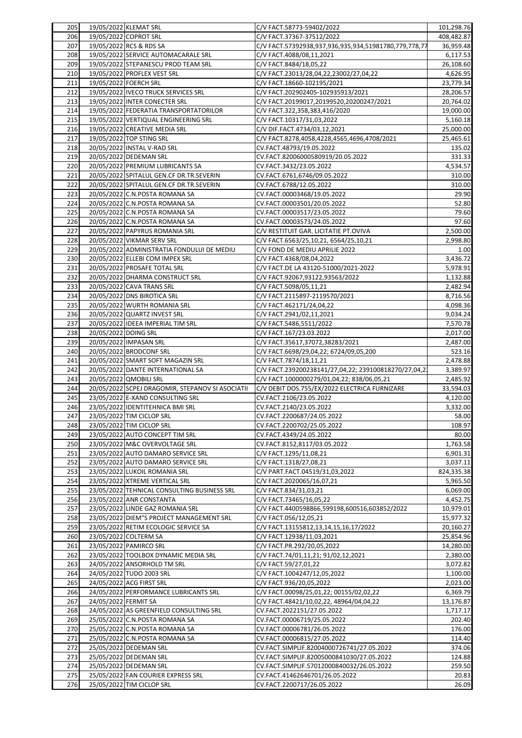| | | | | |
|---|---|---|---|---|
| 205 | 19/05/2022 | KLEMAT SRL | C/V FACT.58773-59402/2022 | 101,298.76 |
| 206 | 19/05/2022 | COPROT SRL | C/V FACT.37367-37512/2022 | 408,482.87 |
| 207 | 19/05/2022 | RCS & RDS SA | C/V FACT.57392938,937,936,935,934,51981780,779,778,77 | 36,959.48 |
| 208 | 19/05/2022 | SERVICE AUTOMACARALE SRL | C/V FACT.4088/08,11,2021 | 6,117.53 |
| 209 | 19/05/2022 | STEPANESCU PROD TEAM SRL | C/V FACT.8484/18,05,22 | 26,108.60 |
| 210 | 19/05/2022 | PROFLEX VEST SRL | C/V FACT.23013/28,04,22,23002/27,04,22 | 4,626.95 |
| 211 | 19/05/2022 | FOERCH SRL | C/V FACT.18660-102195/2021 | 23,779.34 |
| 212 | 19/05/2022 | IVECO TRUCK SERVICES SRL | C/V FACT.202902405-102935913/2021 | 28,206.57 |
| 213 | 19/05/2022 | INTER CONECTER SRL | C/V FACT.20199017,20199520,20200247/2021 | 20,764.02 |
| 214 | 19/05/2022 | FEDERATIA TRANSPORTATORILOR | C/V FACT.322,358,383,416/2020 | 19,000.00 |
| 215 | 19/05/2022 | VERTIQUAL ENGINEERING SRL | C/V FACT.10317/31,03,2022 | 5,160.18 |
| 216 | 19/05/2022 | CREATIVE MEDIA SRL | C/V DIF.FACT.4734/03,12,2021 | 25,000.00 |
| 217 | 19/05/2022 | TOP STING SRL | C/V FACT.8278,4058,4228,4565,4696,4708/2021 | 25,465.61 |
| 218 | 20/05/2022 | INSTAL V-RAD SRL | CV.FACT.48793/19.05.2022 | 135.02 |
| 219 | 20/05/2022 | DEDEMAN SRL | CV.FACT.82006000580919/20.05.2022 | 331.33 |
| 220 | 20/05/2022 | PREMIUM LUBRICANTS SA | CV.FACT.3432/23.05.2022 | 4,534.57 |
| 221 | 20/05/2022 | SPITALUL GEN.CF DR.TR.SEVERIN | CV.FACT.6761,6746/09.05.2022 | 310.00 |
| 222 | 20/05/2022 | SPITALUL GEN.CF DR.TR.SEVERIN | CV.FACT.6788/12.05.2022 | 310.00 |
| 223 | 20/05/2022 | C.N.POSTA ROMANA SA | CV.FACT.00003468/19.05.2022 | 29.90 |
| 224 | 20/05/2022 | C.N.POSTA ROMANA SA | CV.FACT.00003501/20.05.2022 | 52.80 |
| 225 | 20/05/2022 | C.N.POSTA ROMANA SA | CV.FACT.00003517/23.05.2022 | 79.60 |
| 226 | 20/05/2022 | C.N.POSTA ROMANA SA | CV.FACT.00003573/24.05.2022 | 97.60 |
| 227 | 20/05/2022 | PAPYRUS ROMANIA SRL | C/V RESTITUIT GAR. LICITATIE PT.OVIVA | 2,500.00 |
| 228 | 20/05/2022 | VIKMAR SERV SRL | C/V FACT.6563/25,10,21, 6564/25,10,21 | 2,998.80 |
| 229 | 20/05/2022 | ADMINISTRATIA FONDULUI DE MEDIU | C/V FOND DE MEDIU APRILIE 2022 | 1.00 |
| 230 | 20/05/2022 | ELLEBI COM IMPEX SRL | C/V FACT.4368/08,04,2022 | 3,436.72 |
| 231 | 20/05/2022 | PROSAFE TOTAL SRL | C/V FACT.DE LA 43120-51000/2021-2022 | 5,978.91 |
| 232 | 20/05/2022 | DHARMA CONSTRUCT SRL | C/V FACT.92067,93122,93563/2022 | 1,132.88 |
| 233 | 20/05/2022 | CAVA TRANS SRL | C/V FACT.5098/05,11,21 | 2,482.94 |
| 234 | 20/05/2022 | DNS BIROTICA SRL | C/V FACT.2115897-2119570/2021 | 8,716.56 |
| 235 | 20/05/2022 | WURTH ROMANIA SRL | C/V FACT.462171/24,04,22 | 4,098.36 |
| 236 | 20/05/2022 | QUARTZ INVEST SRL | C/V FACT.2941/02,11,2021 | 9,034.24 |
| 237 | 20/05/2022 | IDEEA IMPERIAL TIM SRL | C/V FACT.5486,5511/2022 | 7,570.78 |
| 238 | 20/05/2022 | DOING SRL | C/V FACT.167/23.03.2022 | 2,017.00 |
| 239 | 20/05/2022 | IMPASAN SRL | C/V FACT.35617,37072,38283/2021 | 2,487.00 |
| 240 | 20/05/2022 | BRODCONF SRL | C/V FACT.6698/29,04,22; 6724/09,05,200 | 523.16 |
| 241 | 20/05/2022 | SMART SOFT MAGAZIN SRL | C/V FACT.7874/18,11,21 | 2,478.88 |
| 242 | 20/05/2022 | DANTE INTERNATIONAL SA | C/V FACT.239200238141/27,04,22; 239100818270/27,04,2 | 3,389.97 |
| 243 | 20/05/2022 | QMOBILI SRL | C/V FACT.1000000279/01,04,22; 838/06,05,21 | 2,485.92 |
| 244 | 20/05/2022 | SCPEJ DRAGOMIR, STEPANOV SI ASOCIATII | C/V DEBIT DOS.755/EX/2022 ELECTRICA FURNIZARE | 33,594.03 |
| 245 | 23/05/2022 | E-XAND CONSULTING SRL | CV.FACT.2106/23.05.2022 | 4,120.00 |
| 246 | 23/05/2022 | IDENTITEHNICA BMI SRL | CV.FACT.2140/23.05.2022 | 3,332.00 |
| 247 | 23/05/2022 | TIM CICLOP SRL | CV.FACT.2200687/24.05.2022 | 58.00 |
| 248 | 23/05/2022 | TIM CICLOP SRL | CV.FACT.2200702/25.05.2022 | 108.97 |
| 249 | 23/05/2022 | AUTO CONCEPT TIM SRL | CV.FACT.4349/24.05.2022 | 80.00 |
| 250 | 23/05/2022 | M&C OVERVOLTAGE SRL | CV.FACT.8152,8117/03.05.2022 | 1,763.58 |
| 251 | 23/05/2022 | AUTO DAMARO SERVICE SRL | C/V FACT.1295/11,08,21 | 6,901.31 |
| 252 | 23/05/2022 | AUTO DAMARO SERVICE SRL | C/V FACT.1318/27,08,21 | 3,037.11 |
| 253 | 23/05/2022 | LUKOIL ROMANIA SRL | C/V PART.FACT.04519/31,03,2022 | 824,335.38 |
| 254 | 23/05/2022 | XTREME VERTICAL SRL | C/V FACT.2020065/16,07,21 | 5,965.50 |
| 255 | 23/05/2022 | TEHNICAL CONSULTING BUSINESS SRL | C/V FACT.834/31,03,21 | 6,069.00 |
| 256 | 23/05/2022 | ANR CONSTANTA | C/V FACT.73465/16,05,22 | 4,452.75 |
| 257 | 23/05/2022 | LINDE GAZ ROMANIA SRL | C/V FACT.4400598866,599198,600516,603852/2022 | 10,979.01 |
| 258 | 23/05/2022 | DIEM"S PROJECT MANAGEMENT SRL | C/V FACT.056/12,05,21 | 15,977.32 |
| 259 | 23/05/2022 | RETIM ECOLOGIC SERVICE SA | C/V FACT.13155812,13,14,15,16,17/2022 | 20,160.27 |
| 260 | 23/05/2022 | COLTERM SA | C/V FACT.12938/11,03,2021 | 25,854.96 |
| 261 | 23/05/2022 | PAMIRCO SRL | C/V FACT.PR.292/20,05,2022 | 14,280.00 |
| 262 | 23/05/2022 | TOOLBOX DYNAMIC MEDIA SRL | C/V FACT.74/01,11,21; 91/02,12,2021 | 2,380.00 |
| 263 | 24/05/2022 | ANSORHOLD TM SRL | C/V FACT.59/27,01,22 | 3,072.82 |
| 264 | 24/05/2022 | TUDO 2003 SRL | C/V FACT.1004247/12,05,2022 | 1,100.00 |
| 265 | 24/05/2022 | ACG FIRST SRL | C/V FACT.936/20,05,2022 | 2,023.00 |
| 266 | 24/05/2022 | PERFORMANCE LUBRICANTS SRL | C/V FACT.00098/25,01,22; 00155/02,02,22 | 6,369.79 |
| 267 | 24/05/2022 | FERMIT SA | C/V FACT.48421/10,02,22, 48964/04,04,22 | 13,176.87 |
| 268 | 24/05/2022 | AS GREENFIELD CONSULTING SRL | CV.FACT.2022151/27.05.2022 | 1,717.17 |
| 269 | 25/05/2022 | C.N.POSTA ROMANA SA | CV.FACT.00006719/25.05.2022 | 202.40 |
| 270 | 25/05/2022 | C.N.POSTA ROMANA SA | CV.FACT.00006781/26.05.2022 | 176.00 |
| 271 | 25/05/2022 | C.N.POSTA ROMANA SA | CV.FACT.00006815/27.05.2022 | 114.40 |
| 272 | 25/05/2022 | DEDEMAN SRL | CV.FACT.SIMPLIF.82004000726741/27.05.2022 | 374.06 |
| 273 | 25/05/2022 | DEDEMAN SRL | CV.FACT.SIMPLIF.82005000841030/27.05.2022 | 124.88 |
| 274 | 25/05/2022 | DEDEMAN SRL | CV.FACT.SIMPLIF.57012000840032/26.05.2022 | 259.50 |
| 275 | 25/05/2022 | FAN COURIER EXPRESS SRL | CV.FACT.41462646701/26.05.2022 | 20.83 |
| 276 | 25/05/2022 | TIM CICLOP SRL | CV.FACT.2200717/26.05.2022 | 26.09 |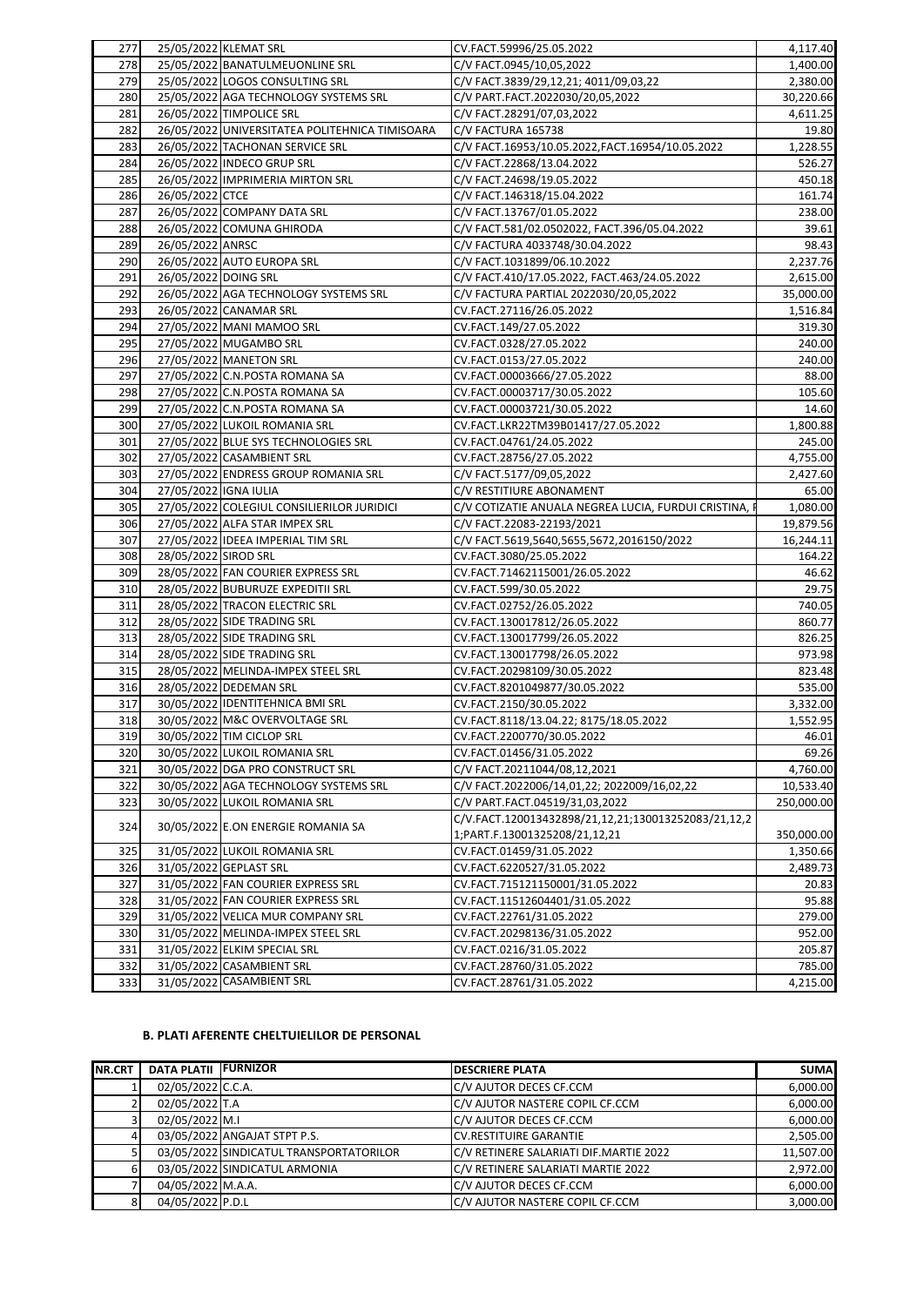| 277 | 25/05/2022 | KLEMAT SRL | CV.FACT.59996/25.05.2022 | 4,117.40 |
|---|---|---|---|---|
| 278 | 25/05/2022 | BANATULMEUONLINE SRL | C/V FACT.0945/10,05,2022 | 1,400.00 |
| 279 | 25/05/2022 | LOGOS CONSULTING SRL | C/V FACT.3839/29,12,21; 4011/09,03,22 | 2,380.00 |
| 280 | 25/05/2022 | AGA TECHNOLOGY SYSTEMS SRL | C/V PART.FACT.2022030/20,05,2022 | 30,220.66 |
| 281 | 26/05/2022 | TIMPOLICE SRL | C/V FACT.28291/07,03,2022 | 4,611.25 |
| 282 | 26/05/2022 | UNIVERSITATEA POLITEHNICA TIMISOARA | C/V FACTURA 165738 | 19.80 |
| 283 | 26/05/2022 | TACHONAN SERVICE SRL | C/V FACT.16953/10.05.2022,FACT.16954/10.05.2022 | 1,228.55 |
| 284 | 26/05/2022 | INDECO GRUP SRL | C/V FACT.22868/13.04.2022 | 526.27 |
| 285 | 26/05/2022 | IMPRIMERIA MIRTON SRL | C/V FACT.24698/19.05.2022 | 450.18 |
| 286 | 26/05/2022 | CTCE | C/V FACT.146318/15.04.2022 | 161.74 |
| 287 | 26/05/2022 | COMPANY DATA SRL | C/V FACT.13767/01.05.2022 | 238.00 |
| 288 | 26/05/2022 | COMUNA GHIRODA | C/V FACT.581/02.0502022, FACT.396/05.04.2022 | 39.61 |
| 289 | 26/05/2022 | ANRSC | C/V FACTURA 4033748/30.04.2022 | 98.43 |
| 290 | 26/05/2022 | AUTO EUROPA SRL | C/V FACT.1031899/06.10.2022 | 2,237.76 |
| 291 | 26/05/2022 | DOING SRL | C/V FACT.410/17.05.2022, FACT.463/24.05.2022 | 2,615.00 |
| 292 | 26/05/2022 | AGA TECHNOLOGY SYSTEMS SRL | C/V FACTURA PARTIAL 2022030/20,05,2022 | 35,000.00 |
| 293 | 26/05/2022 | CANAMAR SRL | CV.FACT.27116/26.05.2022 | 1,516.84 |
| 294 | 27/05/2022 | MANI MAMOO SRL | CV.FACT.149/27.05.2022 | 319.30 |
| 295 | 27/05/2022 | MUGAMBO SRL | CV.FACT.0328/27.05.2022 | 240.00 |
| 296 | 27/05/2022 | MANETON SRL | CV.FACT.0153/27.05.2022 | 240.00 |
| 297 | 27/05/2022 | C.N.POSTA ROMANA SA | CV.FACT.00003666/27.05.2022 | 88.00 |
| 298 | 27/05/2022 | C.N.POSTA ROMANA SA | CV.FACT.00003717/30.05.2022 | 105.60 |
| 299 | 27/05/2022 | C.N.POSTA ROMANA SA | CV.FACT.00003721/30.05.2022 | 14.60 |
| 300 | 27/05/2022 | LUKOIL ROMANIA SRL | CV.FACT.LKR22TM39B01417/27.05.2022 | 1,800.88 |
| 301 | 27/05/2022 | BLUE SYS TECHNOLOGIES SRL | CV.FACT.04761/24.05.2022 | 245.00 |
| 302 | 27/05/2022 | CASAMBIENT SRL | CV.FACT.28756/27.05.2022 | 4,755.00 |
| 303 | 27/05/2022 | ENDRESS GROUP ROMANIA SRL | C/V FACT.5177/09,05,2022 | 2,427.60 |
| 304 | 27/05/2022 | IGNA IULIA | C/V RESTITIURE ABONAMENT | 65.00 |
| 305 | 27/05/2022 | COLEGIUL CONSILIERILOR JURIDICI | C/V COTIZATIE ANUALA NEGREA LUCIA, FURDUI CRISTINA, F | 1,080.00 |
| 306 | 27/05/2022 | ALFA STAR IMPEX SRL | C/V FACT.22083-22193/2021 | 19,879.56 |
| 307 | 27/05/2022 | IDEEA IMPERIAL TIM SRL | C/V FACT.5619,5640,5655,5672,2016150/2022 | 16,244.11 |
| 308 | 28/05/2022 | SIROD SRL | CV.FACT.3080/25.05.2022 | 164.22 |
| 309 | 28/05/2022 | FAN COURIER EXPRESS SRL | CV.FACT.71462115001/26.05.2022 | 46.62 |
| 310 | 28/05/2022 | BUBURUZE EXPEDITII SRL | CV.FACT.599/30.05.2022 | 29.75 |
| 311 | 28/05/2022 | TRACON ELECTRIC SRL | CV.FACT.02752/26.05.2022 | 740.05 |
| 312 | 28/05/2022 | SIDE TRADING SRL | CV.FACT.130017812/26.05.2022 | 860.77 |
| 313 | 28/05/2022 | SIDE TRADING SRL | CV.FACT.130017799/26.05.2022 | 826.25 |
| 314 | 28/05/2022 | SIDE TRADING SRL | CV.FACT.130017798/26.05.2022 | 973.98 |
| 315 | 28/05/2022 | MELINDA-IMPEX STEEL SRL | CV.FACT.20298109/30.05.2022 | 823.48 |
| 316 | 28/05/2022 | DEDEMAN SRL | CV.FACT.8201049877/30.05.2022 | 535.00 |
| 317 | 30/05/2022 | IDENTITEHNICA BMI SRL | CV.FACT.2150/30.05.2022 | 3,332.00 |
| 318 | 30/05/2022 | M&C OVERVOLTAGE SRL | CV.FACT.8118/13.04.22; 8175/18.05.2022 | 1,552.95 |
| 319 | 30/05/2022 | TIM CICLOP SRL | CV.FACT.2200770/30.05.2022 | 46.01 |
| 320 | 30/05/2022 | LUKOIL ROMANIA SRL | CV.FACT.01456/31.05.2022 | 69.26 |
| 321 | 30/05/2022 | DGA PRO CONSTRUCT SRL | C/V FACT.20211044/08,12,2021 | 4,760.00 |
| 322 | 30/05/2022 | AGA TECHNOLOGY SYSTEMS SRL | C/V FACT.2022006/14,01,22; 2022009/16,02,22 | 10,533.40 |
| 323 | 30/05/2022 | LUKOIL ROMANIA SRL | C/V PART.FACT.04519/31,03,2022 | 250,000.00 |
| 324 | 30/05/2022 | E.ON ENERGIE ROMANIA SA | C/V.FACT.120013432898/21,12,21;130013252083/21,12,2 1;PART.F.13001325208/21,12,21 | 350,000.00 |
| 325 | 31/05/2022 | LUKOIL ROMANIA SRL | CV.FACT.01459/31.05.2022 | 1,350.66 |
| 326 | 31/05/2022 | GEPLAST SRL | CV.FACT.6220527/31.05.2022 | 2,489.73 |
| 327 | 31/05/2022 | FAN COURIER EXPRESS SRL | CV.FACT.715121150001/31.05.2022 | 20.83 |
| 328 | 31/05/2022 | FAN COURIER EXPRESS SRL | CV.FACT.11512604401/31.05.2022 | 95.88 |
| 329 | 31/05/2022 | VELICA MUR COMPANY SRL | CV.FACT.22761/31.05.2022 | 279.00 |
| 330 | 31/05/2022 | MELINDA-IMPEX STEEL SRL | CV.FACT.20298136/31.05.2022 | 952.00 |
| 331 | 31/05/2022 | ELKIM SPECIAL SRL | CV.FACT.0216/31.05.2022 | 205.87 |
| 332 | 31/05/2022 | CASAMBIENT SRL | CV.FACT.28760/31.05.2022 | 785.00 |
| 333 | 31/05/2022 | CASAMBIENT SRL | CV.FACT.28761/31.05.2022 | 4,215.00 |

**B. PLATI AFERENTE CHELTUIELILOR DE PERSONAL**

| NR.CRT | DATA PLATII | FURNIZOR | DESCRIERE PLATA | SUMA |
|---|---|---|---|---|
| 1 | 02/05/2022 | C.C.A. | C/V AJUTOR DECES CF.CCM | 6,000.00 |
| 2 | 02/05/2022 | T.A | C/V AJUTOR NASTERE COPIL CF.CCM | 6,000.00 |
| 3 | 02/05/2022 | M.I | C/V AJUTOR DECES CF.CCM | 6,000.00 |
| 4 | 03/05/2022 | ANGAJAT STPT P.S. | CV.RESTITUIRE GARANTIE | 2,505.00 |
| 5 | 03/05/2022 | SINDICATUL TRANSPORTATORILOR | C/V RETINERE SALARIATI DIF.MARTIE 2022 | 11,507.00 |
| 6 | 03/05/2022 | SINDICATUL ARMONIA | C/V RETINERE SALARIATI MARTIE 2022 | 2,972.00 |
| 7 | 04/05/2022 | M.A.A. | C/V AJUTOR DECES CF.CCM | 6,000.00 |
| 8 | 04/05/2022 | P.D.L | C/V AJUTOR NASTERE COPIL CF.CCM | 3,000.00 |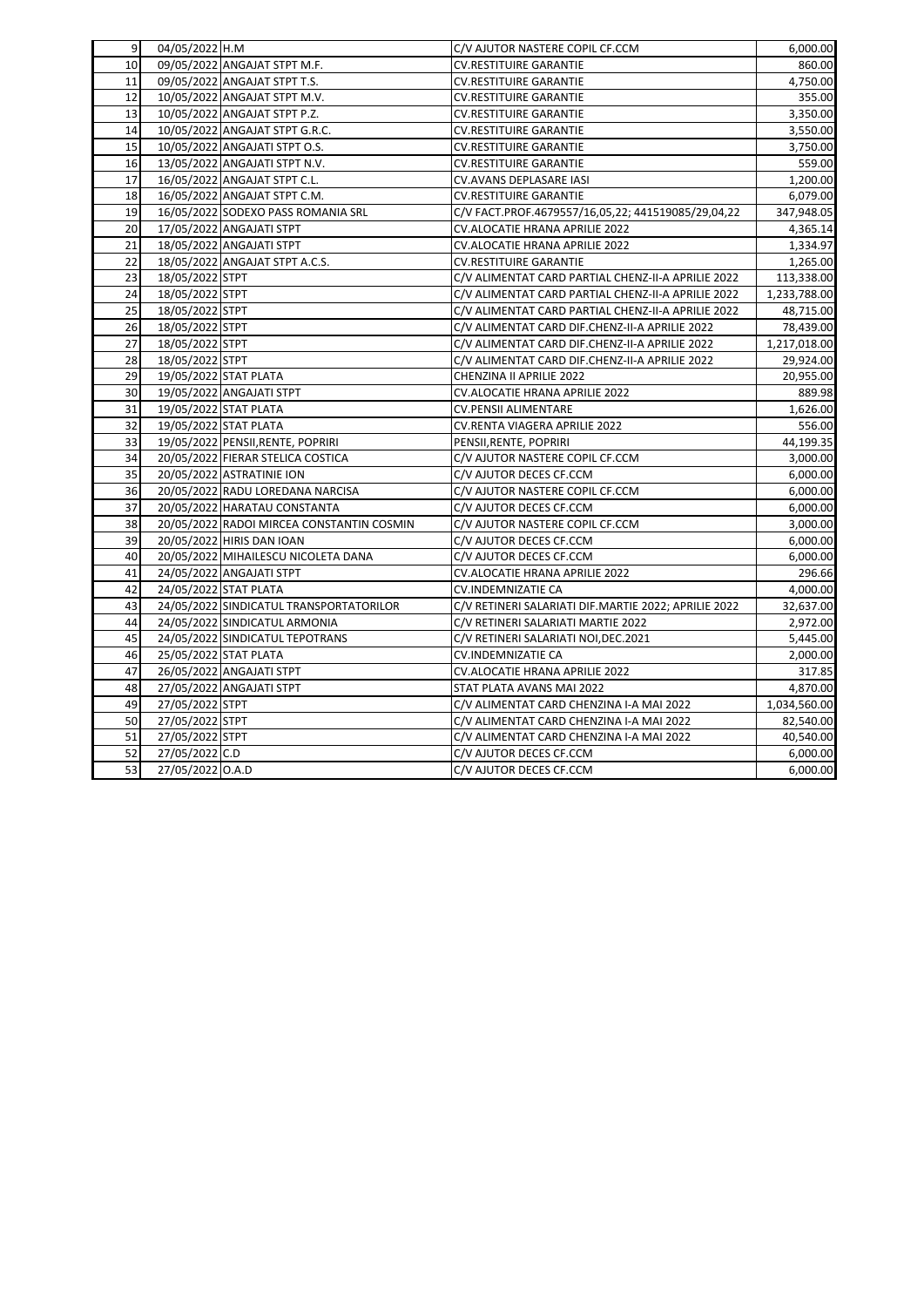| | | | | |
|---|---|---|---|---|
| 9 | 04/05/2022 | H.M | C/V AJUTOR NASTERE COPIL CF.CCM | 6,000.00 |
| 10 | 09/05/2022 | ANGAJAT STPT M.F. | CV.RESTITUIRE GARANTIE | 860.00 |
| 11 | 09/05/2022 | ANGAJAT STPT T.S. | CV.RESTITUIRE GARANTIE | 4,750.00 |
| 12 | 10/05/2022 | ANGAJAT STPT M.V. | CV.RESTITUIRE GARANTIE | 355.00 |
| 13 | 10/05/2022 | ANGAJAT STPT P.Z. | CV.RESTITUIRE GARANTIE | 3,350.00 |
| 14 | 10/05/2022 | ANGAJAT STPT G.R.C. | CV.RESTITUIRE GARANTIE | 3,550.00 |
| 15 | 10/05/2022 | ANGAJATI STPT O.S. | CV.RESTITUIRE GARANTIE | 3,750.00 |
| 16 | 13/05/2022 | ANGAJATI STPT N.V. | CV.RESTITUIRE GARANTIE | 559.00 |
| 17 | 16/05/2022 | ANGAJAT STPT C.L. | CV.AVANS DEPLASARE IASI | 1,200.00 |
| 18 | 16/05/2022 | ANGAJAT STPT C.M. | CV.RESTITUIRE GARANTIE | 6,079.00 |
| 19 | 16/05/2022 | SODEXO PASS ROMANIA SRL | C/V FACT.PROF.4679557/16,05,22; 441519085/29,04,22 | 347,948.05 |
| 20 | 17/05/2022 | ANGAJATI STPT | CV.ALOCATIE HRANA APRILIE 2022 | 4,365.14 |
| 21 | 18/05/2022 | ANGAJATI STPT | CV.ALOCATIE HRANA APRILIE 2022 | 1,334.97 |
| 22 | 18/05/2022 | ANGAJAT STPT A.C.S. | CV.RESTITUIRE GARANTIE | 1,265.00 |
| 23 | 18/05/2022 | STPT | C/V ALIMENTAT CARD PARTIAL CHENZ-II-A APRILIE 2022 | 113,338.00 |
| 24 | 18/05/2022 | STPT | C/V ALIMENTAT CARD PARTIAL CHENZ-II-A APRILIE 2022 | 1,233,788.00 |
| 25 | 18/05/2022 | STPT | C/V ALIMENTAT CARD PARTIAL CHENZ-II-A APRILIE 2022 | 48,715.00 |
| 26 | 18/05/2022 | STPT | C/V ALIMENTAT CARD DIF.CHENZ-II-A APRILIE 2022 | 78,439.00 |
| 27 | 18/05/2022 | STPT | C/V ALIMENTAT CARD DIF.CHENZ-II-A APRILIE 2022 | 1,217,018.00 |
| 28 | 18/05/2022 | STPT | C/V ALIMENTAT CARD DIF.CHENZ-II-A APRILIE 2022 | 29,924.00 |
| 29 | 19/05/2022 | STAT PLATA | CHENZINA II APRILIE 2022 | 20,955.00 |
| 30 | 19/05/2022 | ANGAJATI STPT | CV.ALOCATIE HRANA APRILIE 2022 | 889.98 |
| 31 | 19/05/2022 | STAT PLATA | CV.PENSII ALIMENTARE | 1,626.00 |
| 32 | 19/05/2022 | STAT PLATA | CV.RENTA VIAGERA APRILIE 2022 | 556.00 |
| 33 | 19/05/2022 | PENSII,RENTE, POPRIRI | PENSII,RENTE, POPRIRI | 44,199.35 |
| 34 | 20/05/2022 | FIERAR STELICA COSTICA | C/V AJUTOR NASTERE COPIL CF.CCM | 3,000.00 |
| 35 | 20/05/2022 | ASTRATINIE ION | C/V AJUTOR DECES CF.CCM | 6,000.00 |
| 36 | 20/05/2022 | RADU LOREDANA NARCISA | C/V AJUTOR NASTERE COPIL CF.CCM | 6,000.00 |
| 37 | 20/05/2022 | HARATAU CONSTANTA | C/V AJUTOR DECES CF.CCM | 6,000.00 |
| 38 | 20/05/2022 | RADOI MIRCEA CONSTANTIN COSMIN | C/V AJUTOR NASTERE COPIL CF.CCM | 3,000.00 |
| 39 | 20/05/2022 | HIRIS DAN IOAN | C/V AJUTOR DECES CF.CCM | 6,000.00 |
| 40 | 20/05/2022 | MIHAILESCU NICOLETA DANA | C/V AJUTOR DECES CF.CCM | 6,000.00 |
| 41 | 24/05/2022 | ANGAJATI STPT | CV.ALOCATIE HRANA APRILIE 2022 | 296.66 |
| 42 | 24/05/2022 | STAT PLATA | CV.INDEMNIZATIE CA | 4,000.00 |
| 43 | 24/05/2022 | SINDICATUL TRANSPORTATORILOR | C/V RETINERI SALARIATI DIF.MARTIE 2022; APRILIE 2022 | 32,637.00 |
| 44 | 24/05/2022 | SINDICATUL ARMONIA | C/V RETINERI SALARIATI MARTIE 2022 | 2,972.00 |
| 45 | 24/05/2022 | SINDICATUL TEPOTRANS | C/V RETINERI SALARIATI NOI,DEC.2021 | 5,445.00 |
| 46 | 25/05/2022 | STAT PLATA | CV.INDEMNIZATIE CA | 2,000.00 |
| 47 | 26/05/2022 | ANGAJATI STPT | CV.ALOCATIE HRANA APRILIE 2022 | 317.85 |
| 48 | 27/05/2022 | ANGAJATI STPT | STAT PLATA AVANS MAI 2022 | 4,870.00 |
| 49 | 27/05/2022 | STPT | C/V ALIMENTAT CARD CHENZINA I-A MAI 2022 | 1,034,560.00 |
| 50 | 27/05/2022 | STPT | C/V ALIMENTAT CARD CHENZINA I-A MAI 2022 | 82,540.00 |
| 51 | 27/05/2022 | STPT | C/V ALIMENTAT CARD CHENZINA I-A MAI 2022 | 40,540.00 |
| 52 | 27/05/2022 | C.D | C/V AJUTOR DECES CF.CCM | 6,000.00 |
| 53 | 27/05/2022 | O.A.D | C/V AJUTOR DECES CF.CCM | 6,000.00 |